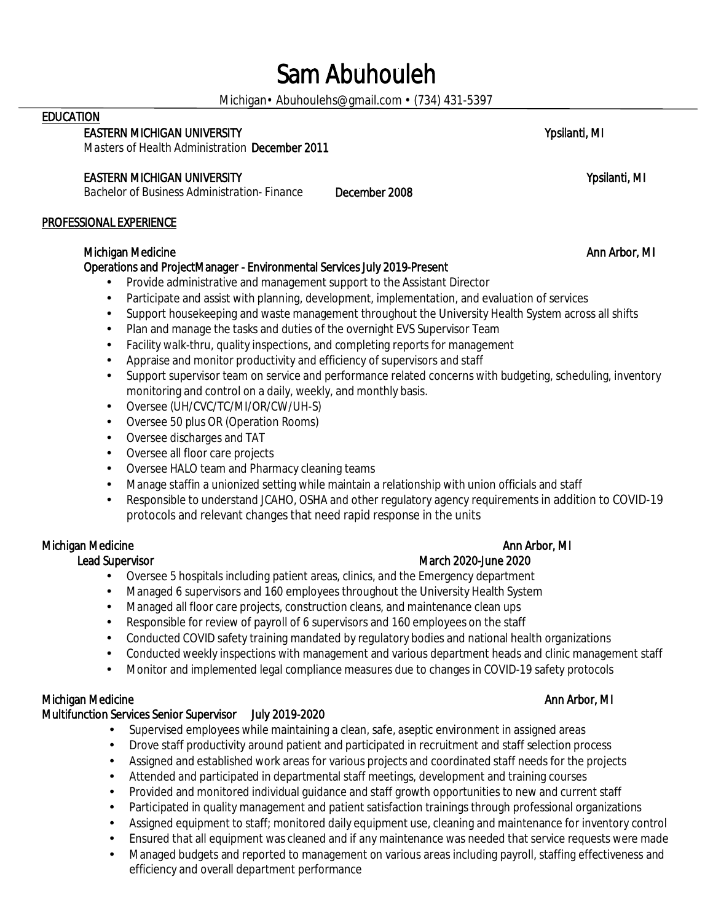# Sam Abuhouleh

Michigan• Abuhoulehs@gmail.com • (734) 431-5397

## EDUCATION

**EASTERN MICHIGAN UNIVERSITY** — Ypsilanti, MI
*Masters of Health Administration* **December 2011**

**EASTERN MICHIGAN UNIVERSITY** — Ypsilanti, MI
*Bachelor of Business Administration- Finance* **December 2008**

## PROFESSIONAL EXPERIENCE

**Michigan Medicine** — Ann Arbor, MI
**Operations and ProjectManager - Environmental Services July 2019-Present**

- Provide administrative and management support to the Assistant Director
- Participate and assist with planning, development, implementation, and evaluation of services
- Support housekeeping and waste management throughout the University Health System across all shifts
- Plan and manage the tasks and duties of the overnight EVS Supervisor Team
- Facility walk-thru, quality inspections, and completing reports for management
- Appraise and monitor productivity and efficiency of supervisors and staff
- Support supervisor team on service and performance related concerns with budgeting, scheduling, inventory monitoring and control on a daily, weekly, and monthly basis.
- Oversee (UH/CVC/TC/MI/OR/CW/UH-S)
- Oversee 50 plus OR (Operation Rooms)
- Oversee discharges and TAT
- Oversee all floor care projects
- Oversee HALO team and Pharmacy cleaning teams
- Manage staffin a unionized setting while maintain a relationship with union officials and staff
- Responsible to understand JCAHO, OSHA and other regulatory agency requirements in addition to COVID-19 protocols and relevant changes that need rapid response in the units

**Michigan Medicine** — Ann Arbor, MI
**Lead Supervisor** — **March 2020-June 2020**

- Oversee 5 hospitals including patient areas, clinics, and the Emergency department
- Managed 6 supervisors and 160 employees throughout the University Health System
- Managed all floor care projects, construction cleans, and maintenance clean ups
- Responsible for review of payroll of 6 supervisors and 160 employees on the staff
- Conducted COVID safety training mandated by regulatory bodies and national health organizations
- Conducted weekly inspections with management and various department heads and clinic management staff
- Monitor and implemented legal compliance measures due to changes in COVID-19 safety protocols

**Michigan Medicine** — Ann Arbor, MI
**Multifunction Services Senior Supervisor July 2019-2020**

- Supervised employees while maintaining a clean, safe, aseptic environment in assigned areas
- Drove staff productivity around patient and participated in recruitment and staff selection process
- Assigned and established work areas for various projects and coordinated staff needs for the projects
- Attended and participated in departmental staff meetings, development and training courses
- Provided and monitored individual guidance and staff growth opportunities to new and current staff
- Participated in quality management and patient satisfaction trainings through professional organizations
- Assigned equipment to staff; monitored daily equipment use, cleaning and maintenance for inventory control
- Ensured that all equipment was cleaned and if any maintenance was needed that service requests were made
- Managed budgets and reported to management on various areas including payroll, staffing effectiveness and efficiency and overall department performance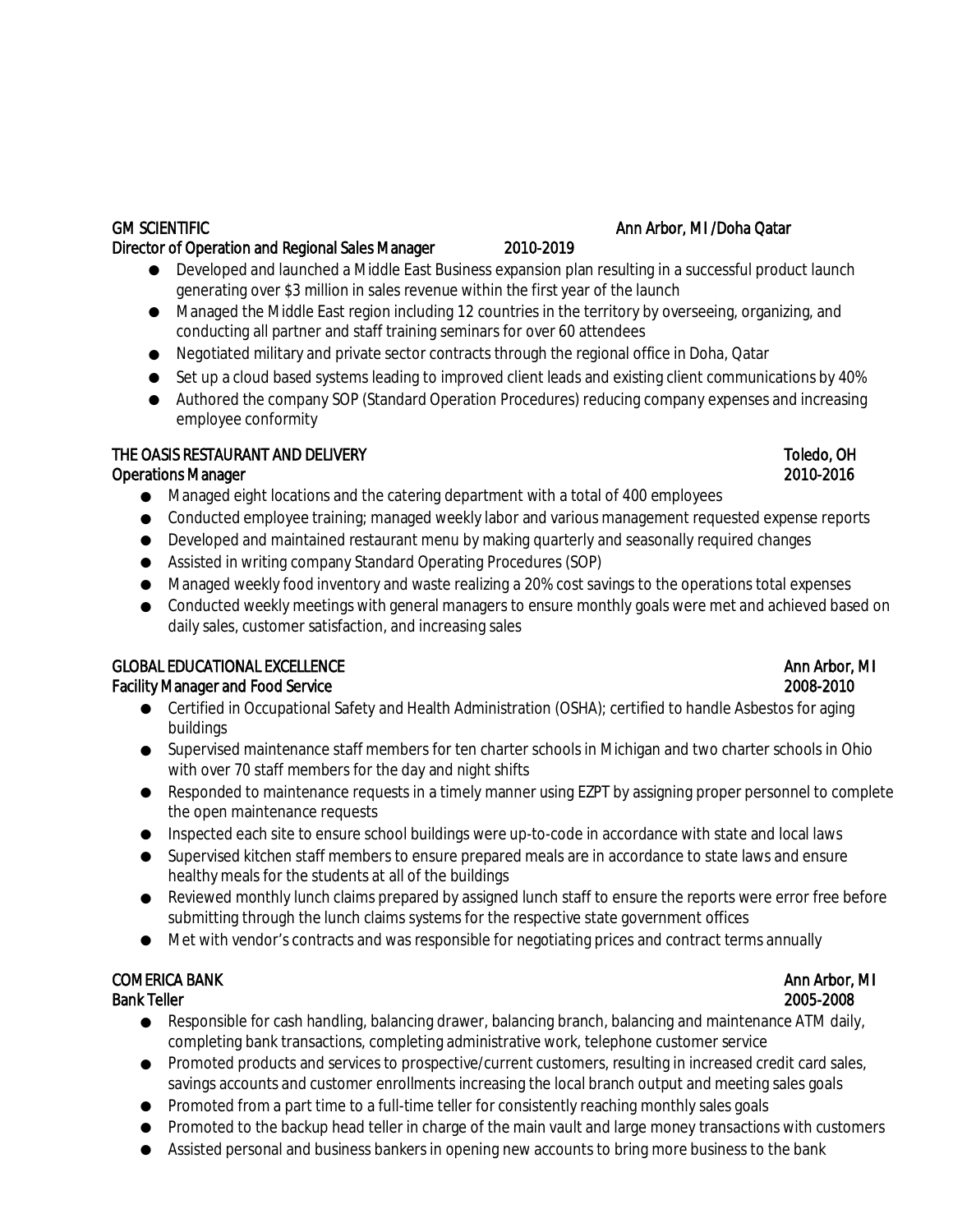**GM SCIENTIFIC** Ann Arbor, MI /Doha Qatar

**Director of Operation and Regional Sales Manager** 2010-2019

- Developed and launched a Middle East Business expansion plan resulting in a successful product launch generating over $3 million in sales revenue within the first year of the launch
- Managed the Middle East region including 12 countries in the territory by overseeing, organizing, and conducting all partner and staff training seminars for over 60 attendees
- Negotiated military and private sector contracts through the regional office in Doha, Qatar
- Set up a cloud based systems leading to improved client leads and existing client communications by 40%
- Authored the company SOP (Standard Operation Procedures) reducing company expenses and increasing employee conformity

**THE OASIS RESTAURANT AND DELIVERY** Toledo, OH

**Operations Manager** 2010-2016

- Managed eight locations and the catering department with a total of 400 employees
- Conducted employee training; managed weekly labor and various management requested expense reports
- Developed and maintained restaurant menu by making quarterly and seasonally required changes
- Assisted in writing company Standard Operating Procedures (SOP)
- Managed weekly food inventory and waste realizing a 20% cost savings to the operations total expenses
- Conducted weekly meetings with general managers to ensure monthly goals were met and achieved based on daily sales, customer satisfaction, and increasing sales

**GLOBAL EDUCATIONAL EXCELLENCE** Ann Arbor, MI

**Facility Manager and Food Service** 2008-2010

- Certified in Occupational Safety and Health Administration (OSHA); certified to handle Asbestos for aging buildings
- Supervised maintenance staff members for ten charter schools in Michigan and two charter schools in Ohio with over 70 staff members for the day and night shifts
- Responded to maintenance requests in a timely manner using EZPT by assigning proper personnel to complete the open maintenance requests
- Inspected each site to ensure school buildings were up-to-code in accordance with state and local laws
- Supervised kitchen staff members to ensure prepared meals are in accordance to state laws and ensure healthy meals for the students at all of the buildings
- Reviewed monthly lunch claims prepared by assigned lunch staff to ensure the reports were error free before submitting through the lunch claims systems for the respective state government offices
- Met with vendor's contracts and was responsible for negotiating prices and contract terms annually

**COMERICA BANK** Ann Arbor, MI

**Bank Teller** 2005-2008

- Responsible for cash handling, balancing drawer, balancing branch, balancing and maintenance ATM daily, completing bank transactions, completing administrative work, telephone customer service
- Promoted products and services to prospective/current customers, resulting in increased credit card sales, savings accounts and customer enrollments increasing the local branch output and meeting sales goals
- Promoted from a part time to a full-time teller for consistently reaching monthly sales goals
- Promoted to the backup head teller in charge of the main vault and large money transactions with customers
- Assisted personal and business bankers in opening new accounts to bring more business to the bank